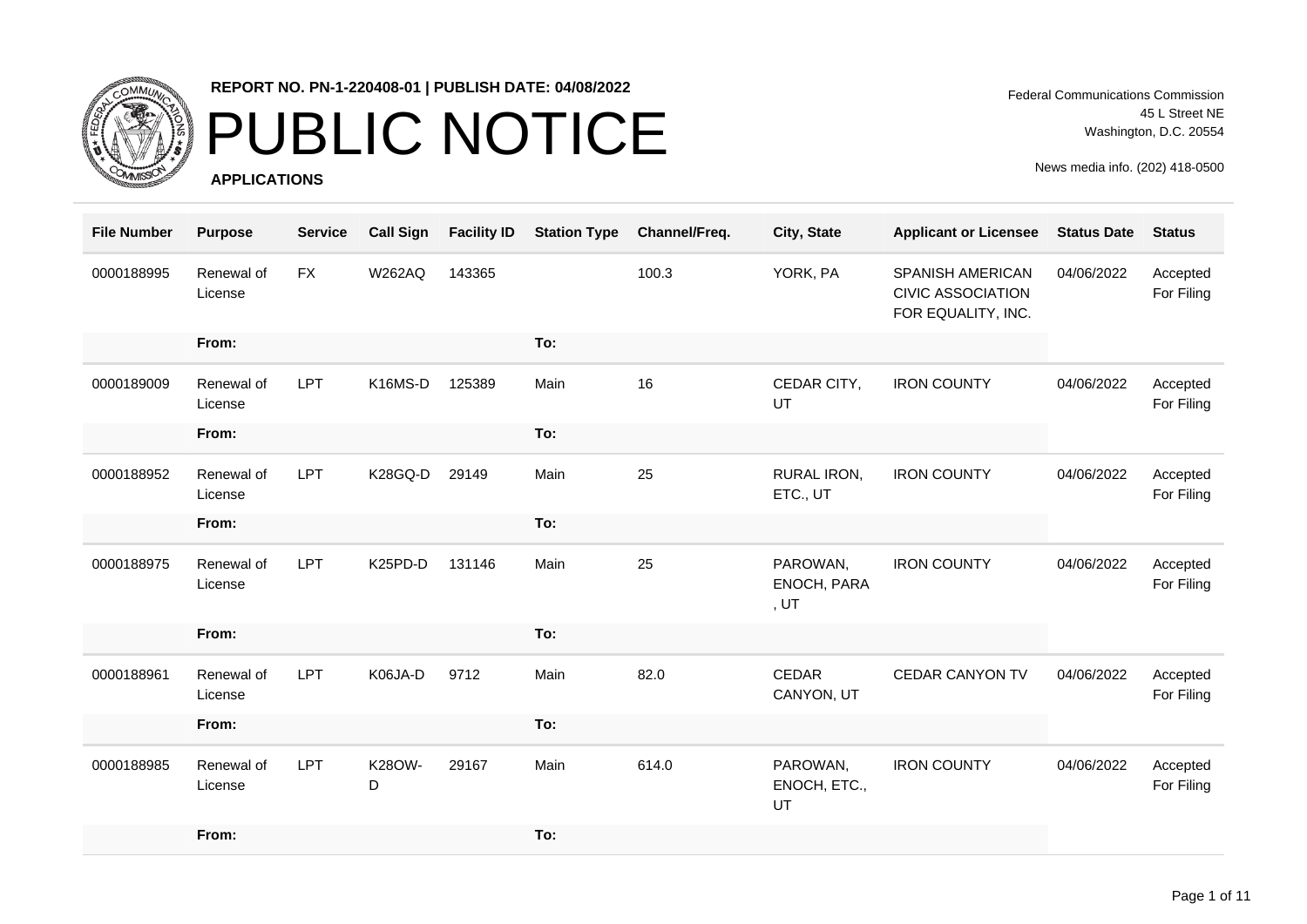**REPORT NO. PN-1-220408-01 | PUBLISH DATE: 04/08/2022**

# PUBLIC NOTICE

**APPLICATIONS**

Federal Communications Commission
45 L Street NE
Washington, D.C. 20554

News media info. (202) 418-0500

| File Number | Purpose | Service | Call Sign | Facility ID | Station Type | Channel/Freq. | City, State | Applicant or Licensee | Status Date | Status |
|---|---|---|---|---|---|---|---|---|---|---|
| 0000188995 | Renewal of License | FX | W262AQ | 143365 | | 100.3 | YORK, PA | SPANISH AMERICAN CIVIC ASSOCIATION FOR EQUALITY, INC. | 04/06/2022 | Accepted For Filing |
| | From: | | | | To: | | | | | |
| 0000189009 | Renewal of License | LPT | K16MS-D | 125389 | Main | 16 | CEDAR CITY, UT | IRON COUNTY | 04/06/2022 | Accepted For Filing |
| | From: | | | | To: | | | | | |
| 0000188952 | Renewal of License | LPT | K28GQ-D | 29149 | Main | 25 | RURAL IRON, ETC., UT | IRON COUNTY | 04/06/2022 | Accepted For Filing |
| | From: | | | | To: | | | | | |
| 0000188975 | Renewal of License | LPT | K25PD-D | 131146 | Main | 25 | PAROWAN, ENOCH, PARA , UT | IRON COUNTY | 04/06/2022 | Accepted For Filing |
| | From: | | | | To: | | | | | |
| 0000188961 | Renewal of License | LPT | K06JA-D | 9712 | Main | 82.0 | CEDAR CANYON, UT | CEDAR CANYON TV | 04/06/2022 | Accepted For Filing |
| | From: | | | | To: | | | | | |
| 0000188985 | Renewal of License | LPT | K28OW-D | 29167 | Main | 614.0 | PAROWAN, ENOCH, ETC., UT | IRON COUNTY | 04/06/2022 | Accepted For Filing |
| | From: | | | | To: | | | | | |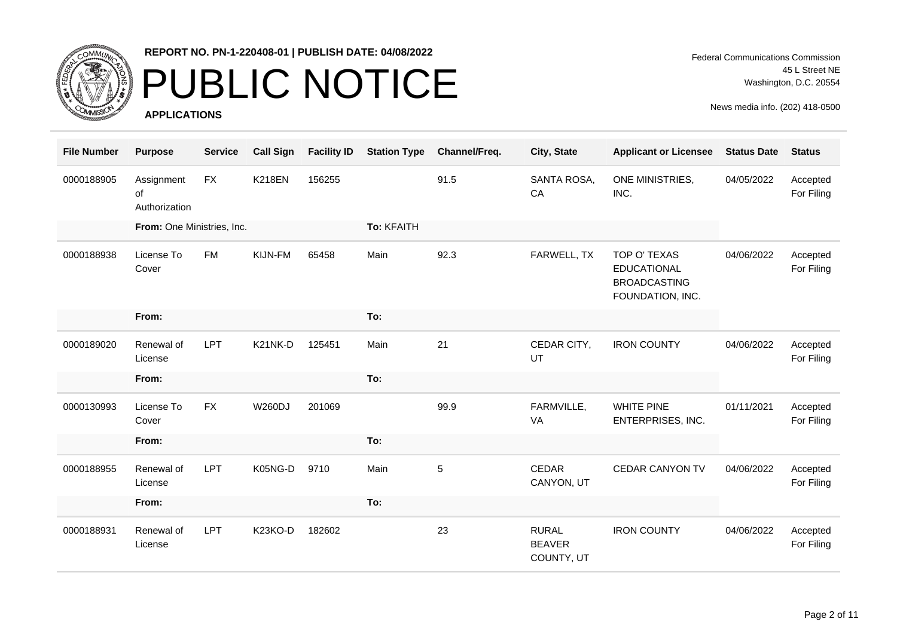**REPORT NO. PN-1-220408-01 | PUBLISH DATE: 04/08/2022**

# PUBLIC NOTICE

**APPLICATIONS**

Federal Communications Commission
45 L Street NE
Washington, D.C. 20554

News media info. (202) 418-0500

| File Number | Purpose | Service | Call Sign | Facility ID | Station Type | Channel/Freq. | City, State | Applicant or Licensee | Status Date | Status |
|---|---|---|---|---|---|---|---|---|---|---|
| 0000188905 | Assignment of Authorization | FX | K218EN | 156255 | | 91.5 | SANTA ROSA, CA | ONE MINISTRIES, INC. | 04/05/2022 | Accepted For Filing |
| | **From:** One Ministries, Inc. | | | | **To:** KFAITH | | | | | |
| 0000188938 | License To Cover | FM | KIJN-FM | 65458 | Main | 92.3 | FARWELL, TX | TOP O' TEXAS EDUCATIONAL BROADCASTING FOUNDATION, INC. | 04/06/2022 | Accepted For Filing |
| | **From:** | | | | **To:** | | | | | |
| 0000189020 | Renewal of License | LPT | K21NK-D | 125451 | Main | 21 | CEDAR CITY, UT | IRON COUNTY | 04/06/2022 | Accepted For Filing |
| | **From:** | | | | **To:** | | | | | |
| 0000130993 | License To Cover | FX | W260DJ | 201069 | | 99.9 | FARMVILLE, VA | WHITE PINE ENTERPRISES, INC. | 01/11/2021 | Accepted For Filing |
| | **From:** | | | | **To:** | | | | | |
| 0000188955 | Renewal of License | LPT | K05NG-D | 9710 | Main | 5 | CEDAR CANYON, UT | CEDAR CANYON TV | 04/06/2022 | Accepted For Filing |
| | **From:** | | | | **To:** | | | | | |
| 0000188931 | Renewal of License | LPT | K23KO-D | 182602 | | 23 | RURAL BEAVER COUNTY, UT | IRON COUNTY | 04/06/2022 | Accepted For Filing |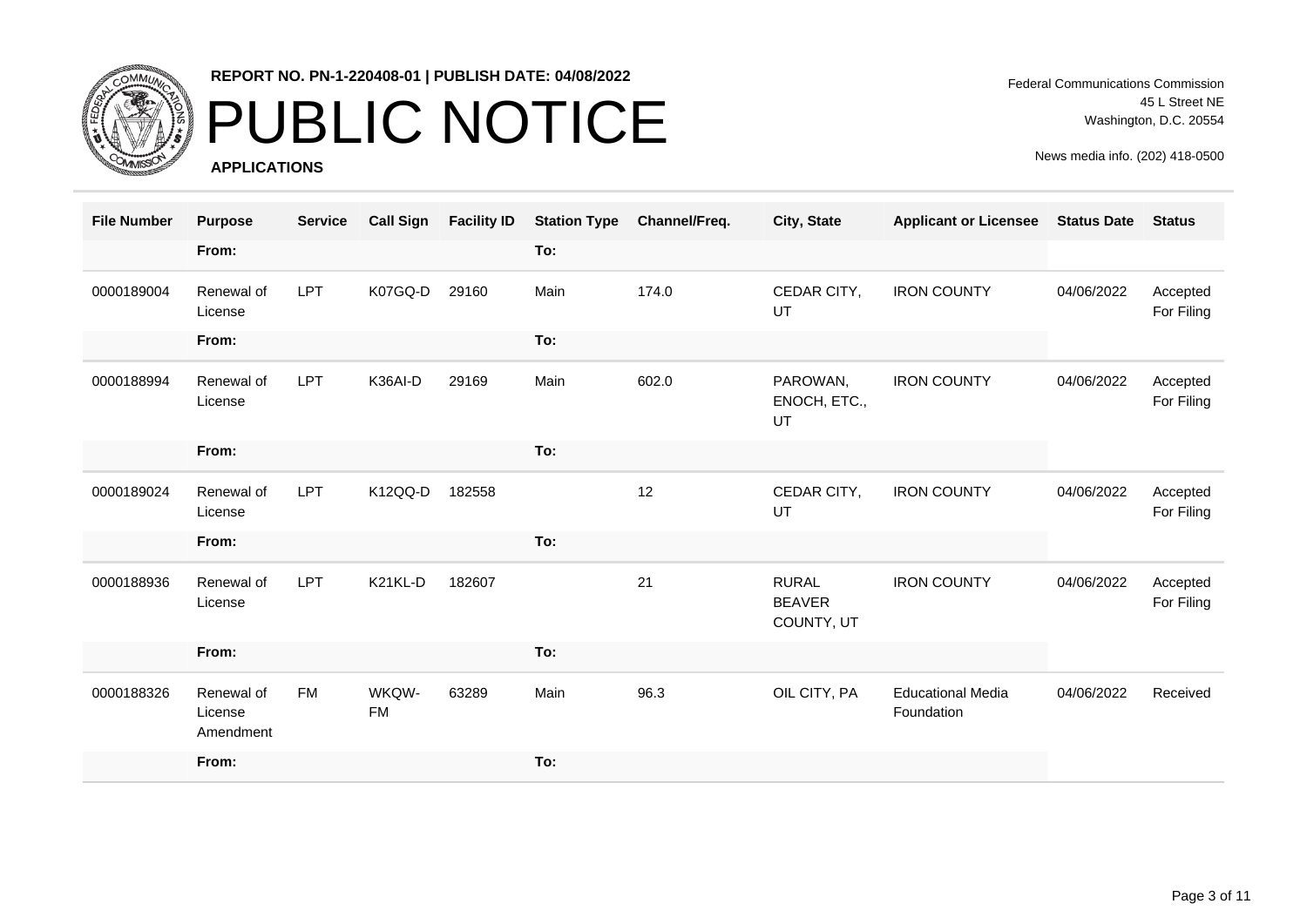REPORT NO. PN-1-220408-01 | PUBLISH DATE: 04/08/2022

# PUBLIC NOTICE

**APPLICATIONS**

Federal Communications Commission
45 L Street NE
Washington, D.C. 20554

News media info. (202) 418-0500

| File Number | Purpose | Service | Call Sign | Facility ID | Station Type | Channel/Freq. | City, State | Applicant or Licensee | Status Date | Status |
|---|---|---|---|---|---|---|---|---|---|---|
| | From: | | | | To: | | | | | |
| 0000189004 | Renewal of License | LPT | K07GQ-D | 29160 | Main | 174.0 | CEDAR CITY, UT | IRON COUNTY | 04/06/2022 | Accepted For Filing |
| | From: | | | | To: | | | | | |
| 0000188994 | Renewal of License | LPT | K36AI-D | 29169 | Main | 602.0 | PAROWAN, ENOCH, ETC., UT | IRON COUNTY | 04/06/2022 | Accepted For Filing |
| | From: | | | | To: | | | | | |
| 0000189024 | Renewal of License | LPT | K12QQ-D | 182558 | | 12 | CEDAR CITY, UT | IRON COUNTY | 04/06/2022 | Accepted For Filing |
| | From: | | | | To: | | | | | |
| 0000188936 | Renewal of License | LPT | K21KL-D | 182607 | | 21 | RURAL BEAVER COUNTY, UT | IRON COUNTY | 04/06/2022 | Accepted For Filing |
| | From: | | | | To: | | | | | |
| 0000188326 | Renewal of License Amendment | FM | WKQW-FM | 63289 | Main | 96.3 | OIL CITY, PA | Educational Media Foundation | 04/06/2022 | Received |
| | From: | | | | To: | | | | | |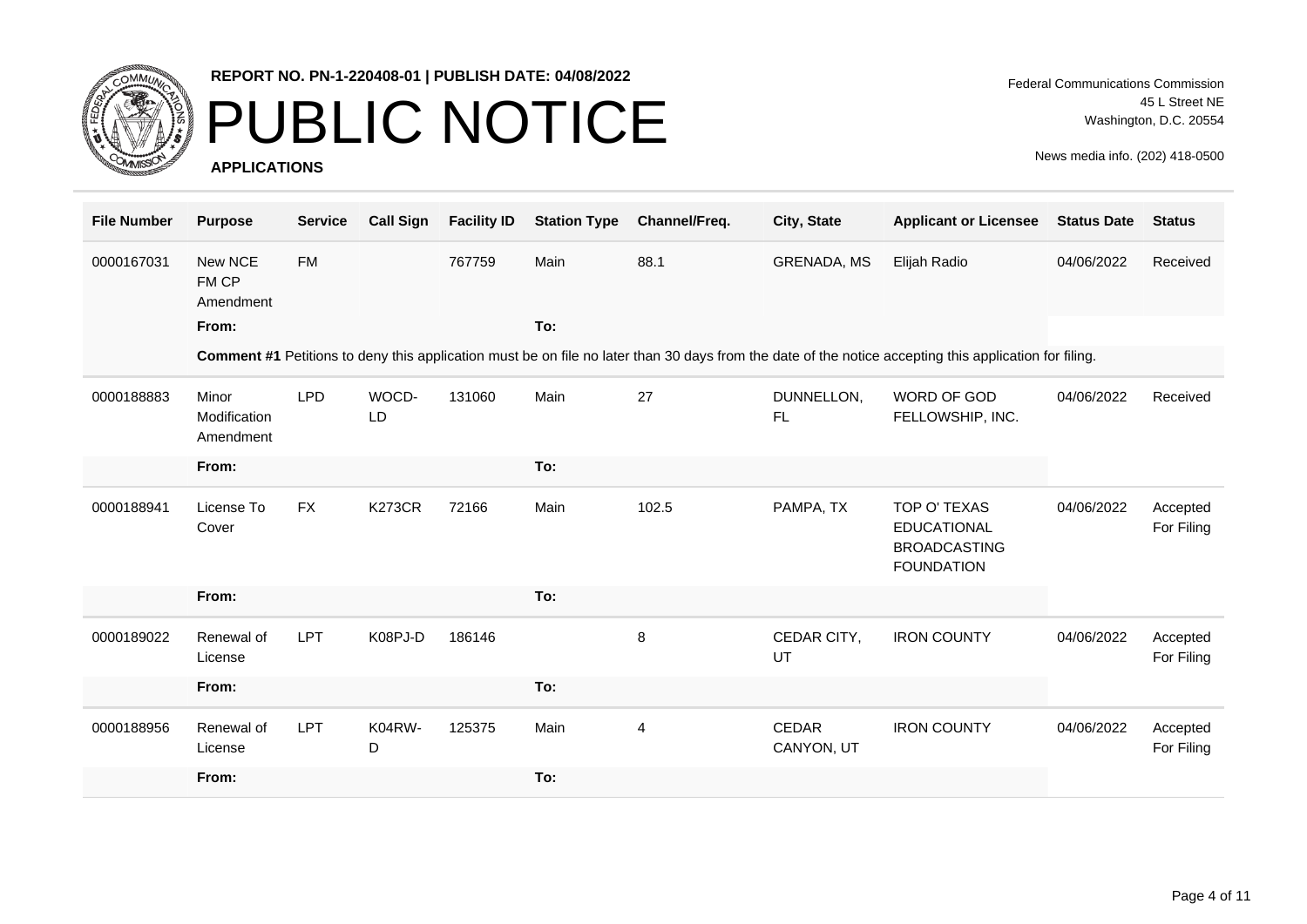REPORT NO. PN-1-220408-01 | PUBLISH DATE: 04/08/2022

# PUBLIC NOTICE

**APPLICATIONS**

Federal Communications Commission
45 L Street NE
Washington, D.C. 20554

News media info. (202) 418-0500

| File Number | Purpose | Service | Call Sign | Facility ID | Station Type | Channel/Freq. | City, State | Applicant or Licensee | Status Date | Status |
|---|---|---|---|---|---|---|---|---|---|---|
| 0000167031 | New NCE FM CP Amendment | FM | | 767759 | Main | 88.1 | GRENADA, MS | Elijah Radio | 04/06/2022 | Received |
| | **From:** | | | | **To:** | | | | | |
| | **Comment #1** Petitions to deny this application must be on file no later than 30 days from the date of the notice accepting this application for filing. | | | | | | | | | |
| 0000188883 | Minor Modification Amendment | LPD | WOCD-LD | 131060 | Main | 27 | DUNNELLON, FL | WORD OF GOD FELLOWSHIP, INC. | 04/06/2022 | Received |
| | **From:** | | | | **To:** | | | | | |
| 0000188941 | License To Cover | FX | K273CR | 72166 | Main | 102.5 | PAMPA, TX | TOP O' TEXAS EDUCATIONAL BROADCASTING FOUNDATION | 04/06/2022 | Accepted For Filing |
| | **From:** | | | | **To:** | | | | | |
| 0000189022 | Renewal of License | LPT | K08PJ-D | 186146 | | 8 | CEDAR CITY, UT | IRON COUNTY | 04/06/2022 | Accepted For Filing |
| | **From:** | | | | **To:** | | | | | |
| 0000188956 | Renewal of License | LPT | K04RW-D | 125375 | Main | 4 | CEDAR CANYON, UT | IRON COUNTY | 04/06/2022 | Accepted For Filing |
| | **From:** | | | | **To:** | | | | | |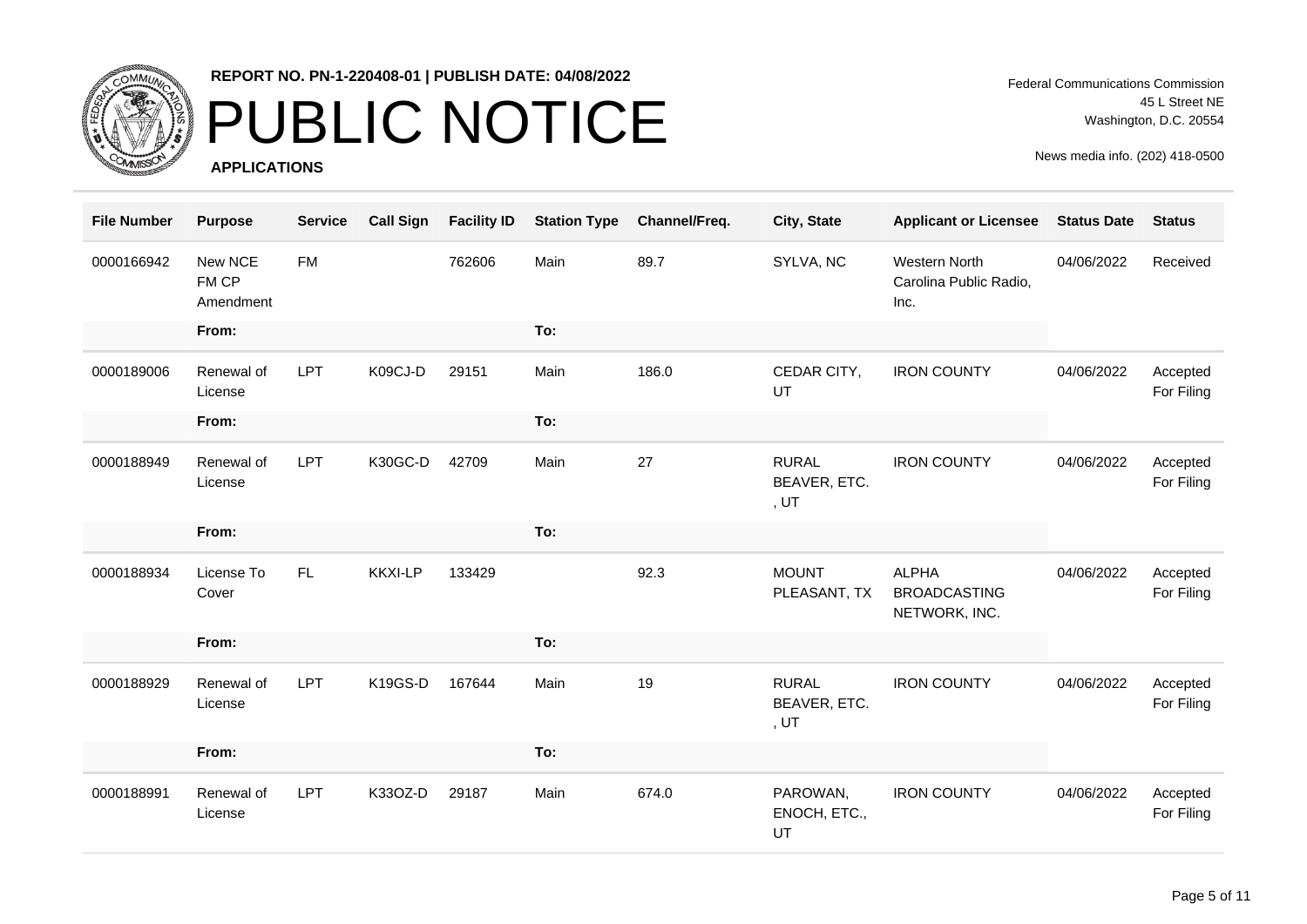**REPORT NO. PN-1-220408-01 | PUBLISH DATE: 04/08/2022**

# PUBLIC NOTICE

**APPLICATIONS**

Federal Communications Commission
45 L Street NE
Washington, D.C. 20554

News media info. (202) 418-0500

| File Number | Purpose | Service | Call Sign | Facility ID | Station Type | Channel/Freq. | City, State | Applicant or Licensee | Status Date | Status |
|---|---|---|---|---|---|---|---|---|---|---|
| 0000166942 | New NCE FM CP Amendment | FM | | 762606 | Main | 89.7 | SYLVA, NC | Western North Carolina Public Radio, Inc. | 04/06/2022 | Received |
| | **From:** | | | | **To:** | | | | | |
| 0000189006 | Renewal of License | LPT | K09CJ-D | 29151 | Main | 186.0 | CEDAR CITY, UT | IRON COUNTY | 04/06/2022 | Accepted For Filing |
| | **From:** | | | | **To:** | | | | | |
| 0000188949 | Renewal of License | LPT | K30GC-D | 42709 | Main | 27 | RURAL BEAVER, ETC. , UT | IRON COUNTY | 04/06/2022 | Accepted For Filing |
| | **From:** | | | | **To:** | | | | | |
| 0000188934 | License To Cover | FL | KKXI-LP | 133429 | | 92.3 | MOUNT PLEASANT, TX | ALPHA BROADCASTING NETWORK, INC. | 04/06/2022 | Accepted For Filing |
| | **From:** | | | | **To:** | | | | | |
| 0000188929 | Renewal of License | LPT | K19GS-D | 167644 | Main | 19 | RURAL BEAVER, ETC. , UT | IRON COUNTY | 04/06/2022 | Accepted For Filing |
| | **From:** | | | | **To:** | | | | | |
| 0000188991 | Renewal of License | LPT | K33OZ-D | 29187 | Main | 674.0 | PAROWAN, ENOCH, ETC., UT | IRON COUNTY | 04/06/2022 | Accepted For Filing |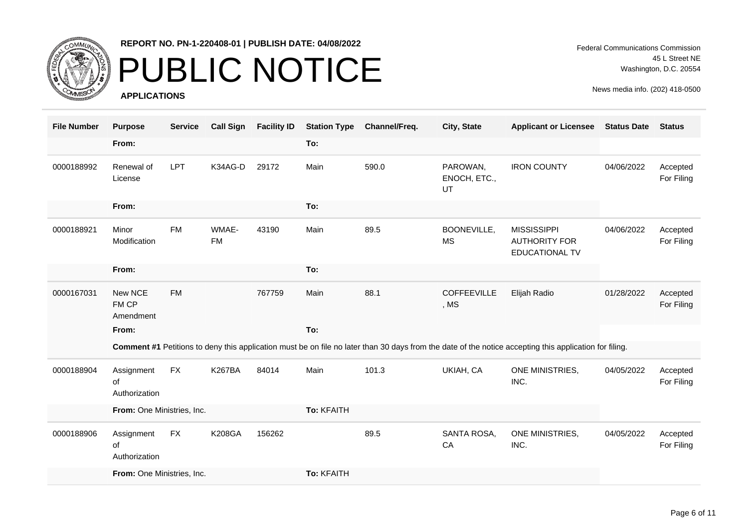REPORT NO. PN-1-220408-01 | PUBLISH DATE: 04/08/2022

# PUBLIC NOTICE

Federal Communications Commission
45 L Street NE
Washington, D.C. 20554

News media info. (202) 418-0500

**APPLICATIONS**

| File Number | Purpose | Service | Call Sign | Facility ID | Station Type | Channel/Freq. | City, State | Applicant or Licensee | Status Date | Status |
|---|---|---|---|---|---|---|---|---|---|---|
| | From: | | | | To: | | | | | |
| 0000188992 | Renewal of License | LPT | K34AG-D | 29172 | Main | 590.0 | PAROWAN, ENOCH, ETC., UT | IRON COUNTY | 04/06/2022 | Accepted For Filing |
| | From: | | | | To: | | | | | |
| 0000188921 | Minor Modification | FM | WMAE-FM | 43190 | Main | 89.5 | BOONEVILLE, MS | MISSISSIPPI AUTHORITY FOR EDUCATIONAL TV | 04/06/2022 | Accepted For Filing |
| | From: | | | | To: | | | | | |
| 0000167031 | New NCE FM CP Amendment | FM | | 767759 | Main | 88.1 | COFFEEVILLE, MS | Elijah Radio | 01/28/2022 | Accepted For Filing |
| | From: | | | | To: | | | | | |
| | **Comment #1** Petitions to deny this application must be on file no later than 30 days from the date of the notice accepting this application for filing. | | | | | | | | | |
| 0000188904 | Assignment of Authorization | FX | K267BA | 84014 | Main | 101.3 | UKIAH, CA | ONE MINISTRIES, INC. | 04/05/2022 | Accepted For Filing |
| | **From:** One Ministries, Inc. | | | | **To:** KFAITH | | | | | |
| 0000188906 | Assignment of Authorization | FX | K208GA | 156262 | | 89.5 | SANTA ROSA, CA | ONE MINISTRIES, INC. | 04/05/2022 | Accepted For Filing |
| | **From:** One Ministries, Inc. | | | | **To:** KFAITH | | | | | |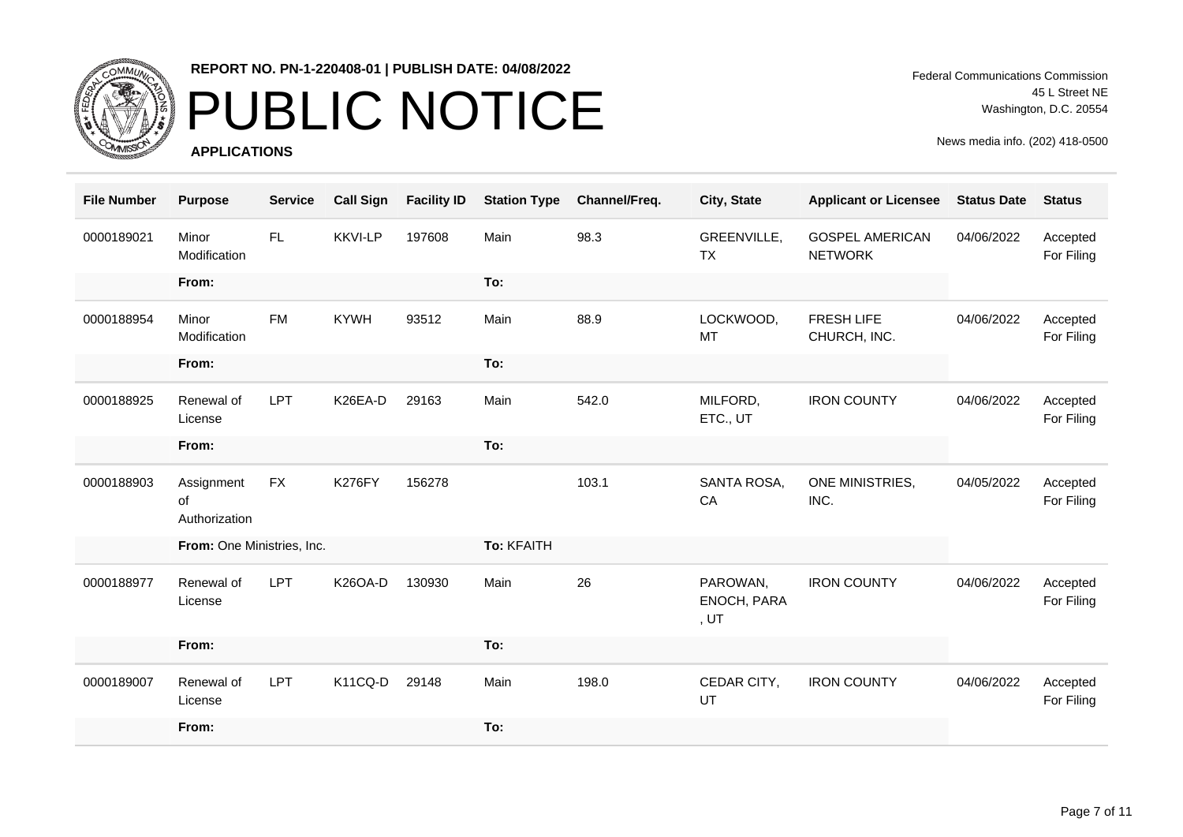**REPORT NO. PN-1-220408-01 | PUBLISH DATE: 04/08/2022**

# PUBLIC NOTICE

**APPLICATIONS**

Federal Communications Commission
45 L Street NE
Washington, D.C. 20554

News media info. (202) 418-0500

| File Number | Purpose | Service | Call Sign | Facility ID | Station Type | Channel/Freq. | City, State | Applicant or Licensee | Status Date | Status |
|---|---|---|---|---|---|---|---|---|---|---|
| 0000189021 | Minor Modification | FL | KKVI-LP | 197608 | Main | 98.3 | GREENVILLE, TX | GOSPEL AMERICAN NETWORK | 04/06/2022 | Accepted For Filing |
| | **From:** | | | | **To:** | | | | | |
| 0000188954 | Minor Modification | FM | KYWH | 93512 | Main | 88.9 | LOCKWOOD, MT | FRESH LIFE CHURCH, INC. | 04/06/2022 | Accepted For Filing |
| | **From:** | | | | **To:** | | | | | |
| 0000188925 | Renewal of License | LPT | K26EA-D | 29163 | Main | 542.0 | MILFORD, ETC., UT | IRON COUNTY | 04/06/2022 | Accepted For Filing |
| | **From:** | | | | **To:** | | | | | |
| 0000188903 | Assignment of Authorization | FX | K276FY | 156278 | | 103.1 | SANTA ROSA, CA | ONE MINISTRIES, INC. | 04/05/2022 | Accepted For Filing |
| | **From:** One Ministries, Inc. | | | | **To:** KFAITH | | | | | |
| 0000188977 | Renewal of License | LPT | K26OA-D | 130930 | Main | 26 | PAROWAN, ENOCH, PARA , UT | IRON COUNTY | 04/06/2022 | Accepted For Filing |
| | **From:** | | | | **To:** | | | | | |
| 0000189007 | Renewal of License | LPT | K11CQ-D | 29148 | Main | 198.0 | CEDAR CITY, UT | IRON COUNTY | 04/06/2022 | Accepted For Filing |
| | **From:** | | | | **To:** | | | | | |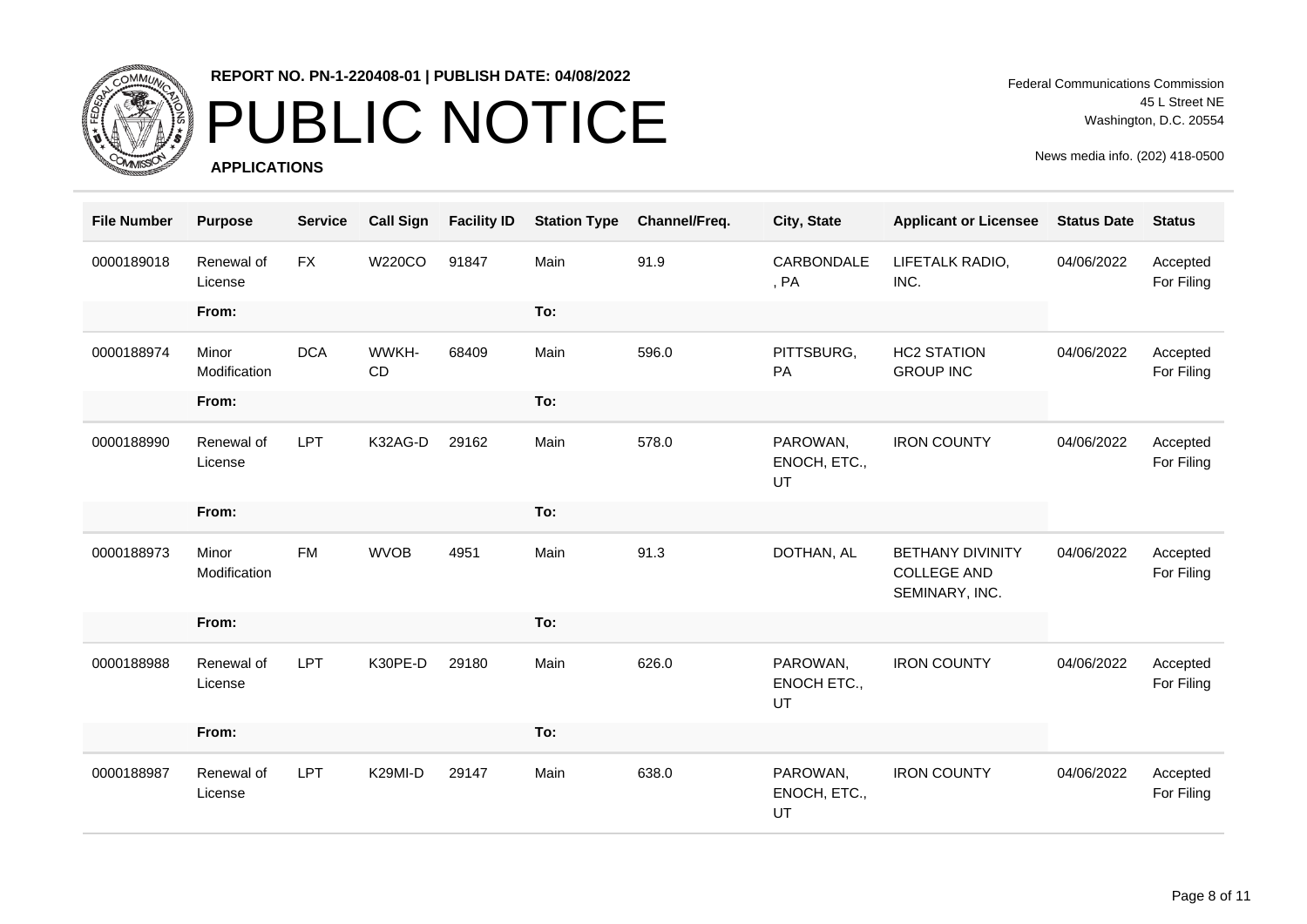**REPORT NO. PN-1-220408-01 | PUBLISH DATE: 04/08/2022**

# PUBLIC NOTICE

**APPLICATIONS**

Federal Communications Commission
45 L Street NE
Washington, D.C. 20554

News media info. (202) 418-0500

| File Number | Purpose | Service | Call Sign | Facility ID | Station Type | Channel/Freq. | City, State | Applicant or Licensee | Status Date | Status |
|---|---|---|---|---|---|---|---|---|---|---|
| 0000189018 | Renewal of License | FX | W220CO | 91847 | Main | 91.9 | CARBONDALE, PA | LIFETALK RADIO, INC. | 04/06/2022 | Accepted For Filing |
| | From: | | | | To: | | | | | |
| 0000188974 | Minor Modification | DCA | WWKH-CD | 68409 | Main | 596.0 | PITTSBURG, PA | HC2 STATION GROUP INC | 04/06/2022 | Accepted For Filing |
| | From: | | | | To: | | | | | |
| 0000188990 | Renewal of License | LPT | K32AG-D | 29162 | Main | 578.0 | PAROWAN, ENOCH, ETC., UT | IRON COUNTY | 04/06/2022 | Accepted For Filing |
| | From: | | | | To: | | | | | |
| 0000188973 | Minor Modification | FM | WVOB | 4951 | Main | 91.3 | DOTHAN, AL | BETHANY DIVINITY COLLEGE AND SEMINARY, INC. | 04/06/2022 | Accepted For Filing |
| | From: | | | | To: | | | | | |
| 0000188988 | Renewal of License | LPT | K30PE-D | 29180 | Main | 626.0 | PAROWAN, ENOCH ETC., UT | IRON COUNTY | 04/06/2022 | Accepted For Filing |
| | From: | | | | To: | | | | | |
| 0000188987 | Renewal of License | LPT | K29MI-D | 29147 | Main | 638.0 | PAROWAN, ENOCH, ETC., UT | IRON COUNTY | 04/06/2022 | Accepted For Filing |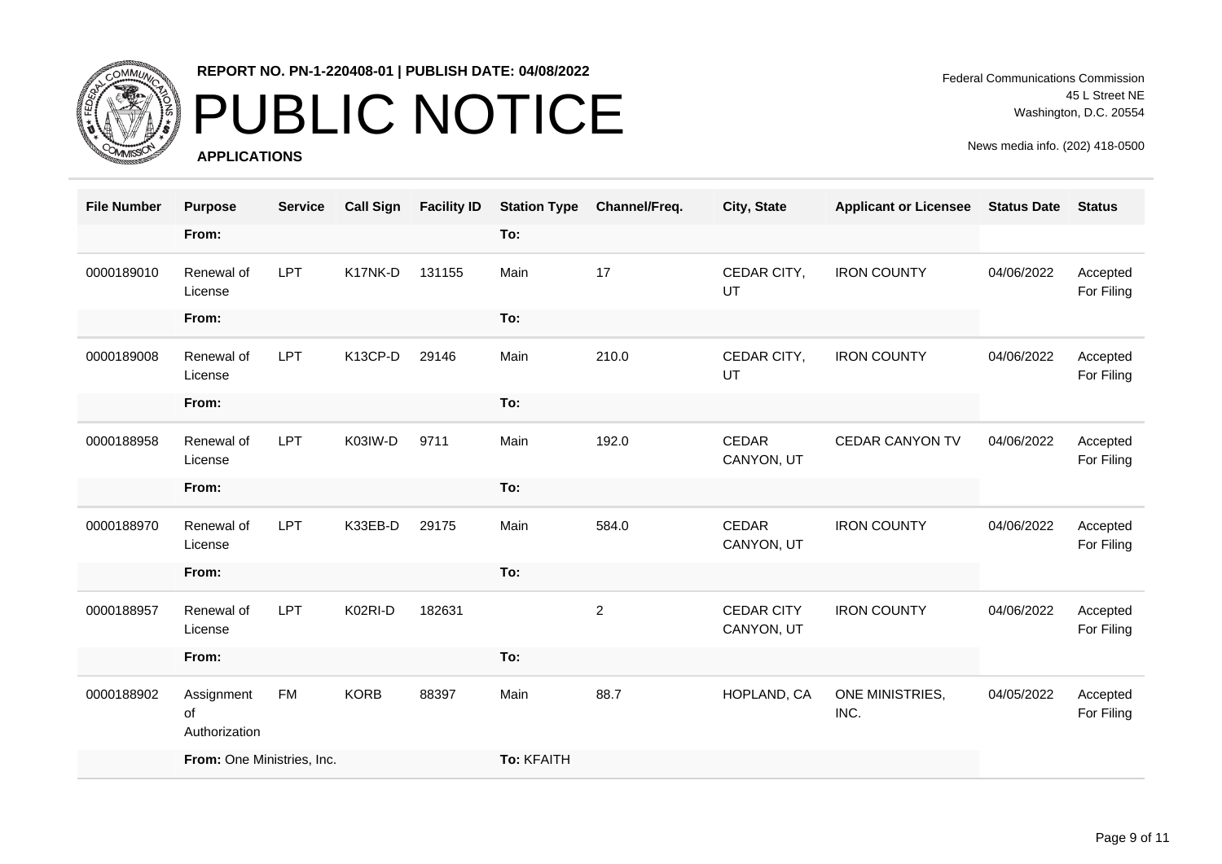**REPORT NO. PN-1-220408-01 | PUBLISH DATE: 04/08/2022**

# PUBLIC NOTICE

**APPLICATIONS**

Federal Communications Commission
45 L Street NE
Washington, D.C. 20554

News media info. (202) 418-0500

| File Number | Purpose | Service | Call Sign | Facility ID | Station Type | Channel/Freq. | City, State | Applicant or Licensee | Status Date | Status |
|---|---|---|---|---|---|---|---|---|---|---|
| | **From:** | | | | **To:** | | | | | |
| 0000189010 | Renewal of License | LPT | K17NK-D | 131155 | Main | 17 | CEDAR CITY, UT | IRON COUNTY | 04/06/2022 | Accepted For Filing |
| | **From:** | | | | **To:** | | | | | |
| 0000189008 | Renewal of License | LPT | K13CP-D | 29146 | Main | 210.0 | CEDAR CITY, UT | IRON COUNTY | 04/06/2022 | Accepted For Filing |
| | **From:** | | | | **To:** | | | | | |
| 0000188958 | Renewal of License | LPT | K03IW-D | 9711 | Main | 192.0 | CEDAR CANYON, UT | CEDAR CANYON TV | 04/06/2022 | Accepted For Filing |
| | **From:** | | | | **To:** | | | | | |
| 0000188970 | Renewal of License | LPT | K33EB-D | 29175 | Main | 584.0 | CEDAR CANYON, UT | IRON COUNTY | 04/06/2022 | Accepted For Filing |
| | **From:** | | | | **To:** | | | | | |
| 0000188957 | Renewal of License | LPT | K02RI-D | 182631 | | 2 | CEDAR CITY CANYON, UT | IRON COUNTY | 04/06/2022 | Accepted For Filing |
| | **From:** | | | | **To:** | | | | | |
| 0000188902 | Assignment of Authorization | FM | KORB | 88397 | Main | 88.7 | HOPLAND, CA | ONE MINISTRIES, INC. | 04/05/2022 | Accepted For Filing |
| | **From:** One Ministries, Inc. | | | | **To:** KFAITH | | | | | |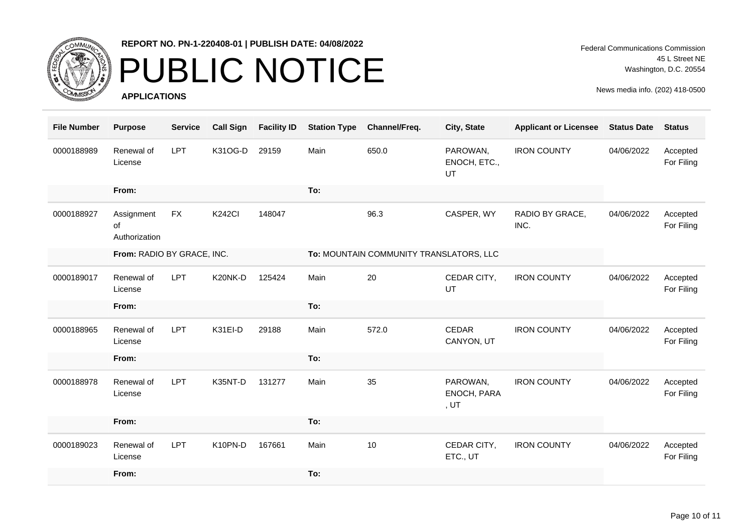**REPORT NO. PN-1-220408-01 | PUBLISH DATE: 04/08/2022**

# PUBLIC NOTICE

**APPLICATIONS**

Federal Communications Commission
45 L Street NE
Washington, D.C. 20554

News media info. (202) 418-0500

| File Number | Purpose | Service | Call Sign | Facility ID | Station Type | Channel/Freq. | City, State | Applicant or Licensee | Status Date | Status |
|---|---|---|---|---|---|---|---|---|---|---|
| 0000188989 | Renewal of License | LPT | K31OG-D | 29159 | Main | 650.0 | PAROWAN, ENOCH, ETC., UT | IRON COUNTY | 04/06/2022 | Accepted For Filing |
| | **From:** | | | | **To:** | | | | | |
| 0000188927 | Assignment of Authorization | FX | K242CI | 148047 | | 96.3 | CASPER, WY | RADIO BY GRACE, INC. | 04/06/2022 | Accepted For Filing |
| | **From:** RADIO BY GRACE, INC. | | | | **To:** MOUNTAIN COMMUNITY TRANSLATORS, LLC | | | | | |
| 0000189017 | Renewal of License | LPT | K20NK-D | 125424 | Main | 20 | CEDAR CITY, UT | IRON COUNTY | 04/06/2022 | Accepted For Filing |
| | **From:** | | | | **To:** | | | | | |
| 0000188965 | Renewal of License | LPT | K31EI-D | 29188 | Main | 572.0 | CEDAR CANYON, UT | IRON COUNTY | 04/06/2022 | Accepted For Filing |
| | **From:** | | | | **To:** | | | | | |
| 0000188978 | Renewal of License | LPT | K35NT-D | 131277 | Main | 35 | PAROWAN, ENOCH, PARA , UT | IRON COUNTY | 04/06/2022 | Accepted For Filing |
| | **From:** | | | | **To:** | | | | | |
| 0000189023 | Renewal of License | LPT | K10PN-D | 167661 | Main | 10 | CEDAR CITY, ETC., UT | IRON COUNTY | 04/06/2022 | Accepted For Filing |
| | **From:** | | | | **To:** | | | | | |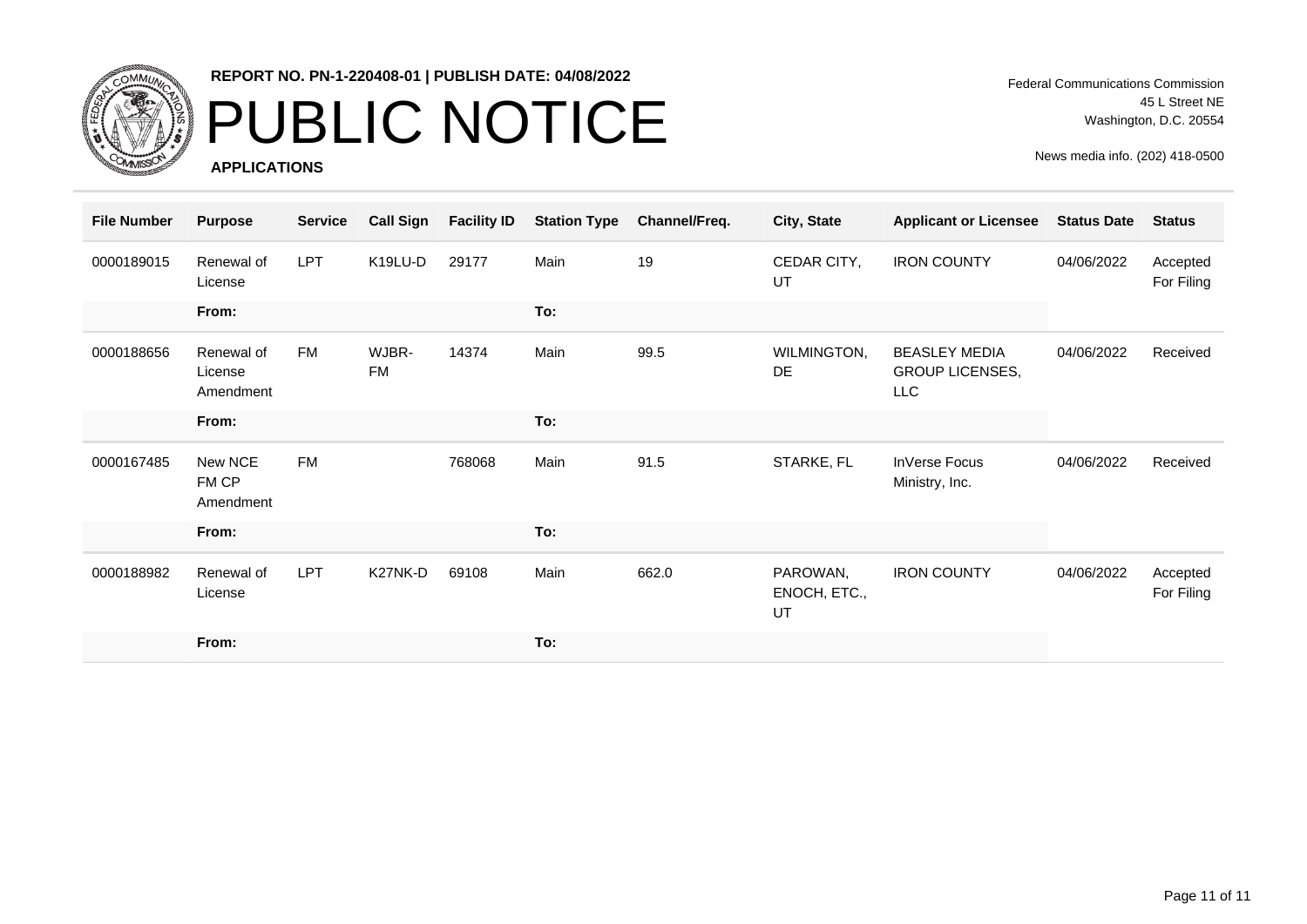**REPORT NO. PN-1-220408-01 | PUBLISH DATE: 04/08/2022**

# PUBLIC NOTICE

**APPLICATIONS**

Federal Communications Commission
45 L Street NE
Washington, D.C. 20554

News media info. (202) 418-0500

| File Number | Purpose | Service | Call Sign | Facility ID | Station Type | Channel/Freq. | City, State | Applicant or Licensee | Status Date | Status |
|---|---|---|---|---|---|---|---|---|---|---|
| 0000189015 | Renewal of License | LPT | K19LU-D | 29177 | Main | 19 | CEDAR CITY, UT | IRON COUNTY | 04/06/2022 | Accepted For Filing |
| | **From:** | | | | **To:** | | | | | |
| 0000188656 | Renewal of License Amendment | FM | WJBR-FM | 14374 | Main | 99.5 | WILMINGTON, DE | BEASLEY MEDIA GROUP LICENSES, LLC | 04/06/2022 | Received |
| | **From:** | | | | **To:** | | | | | |
| 0000167485 | New NCE FM CP Amendment | FM | | 768068 | Main | 91.5 | STARKE, FL | InVerse Focus Ministry, Inc. | 04/06/2022 | Received |
| | **From:** | | | | **To:** | | | | | |
| 0000188982 | Renewal of License | LPT | K27NK-D | 69108 | Main | 662.0 | PAROWAN, ENOCH, ETC., UT | IRON COUNTY | 04/06/2022 | Accepted For Filing |
| | **From:** | | | | **To:** | | | | | |